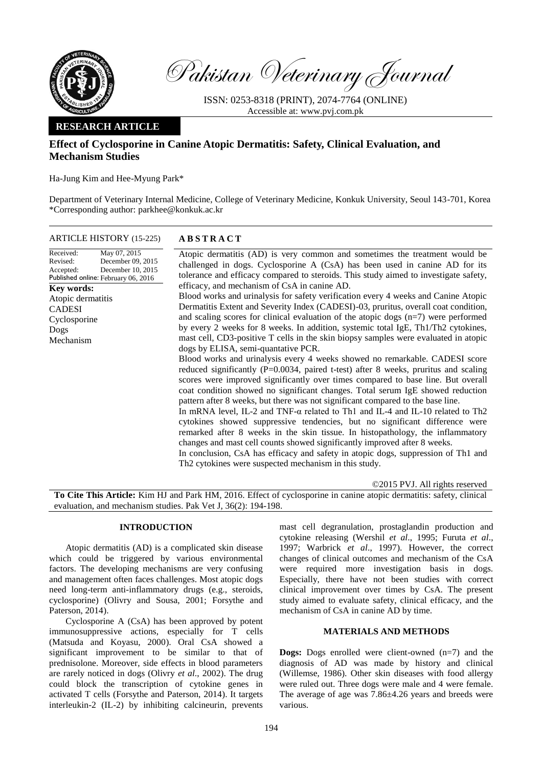Pakistan Veterinary Journal

ISSN: 0253-8318 (PRINT), 2074-7764 (ONLINE)
Accessible at: www.pvj.com.pk

**RESEARCH ARTICLE**

# Effect of Cyclosporine in Canine Atopic Dermatitis: Safety, Clinical Evaluation, and Mechanism Studies

Ha-Jung Kim and Hee-Myung Park*

Department of Veterinary Internal Medicine, College of Veterinary Medicine, Konkuk University, Seoul 143-701, Korea
*Corresponding author: parkhee@konkuk.ac.kr

**ARTICLE HISTORY** (15-225)

Received: May 07, 2015
Revised: December 09, 2015
Accepted: December 10, 2015
Published online: February 06, 2016

**Key words:**
Atopic dermatitis
CADESI
Cyclosporine
Dogs
Mechanism

## ABSTRACT

Atopic dermatitis (AD) is very common and sometimes the treatment would be challenged in dogs. Cyclosporine A (CsA) has been used in canine AD for its tolerance and efficacy compared to steroids. This study aimed to investigate safety, efficacy, and mechanism of CsA in canine AD.

Blood works and urinalysis for safety verification every 4 weeks and Canine Atopic Dermatitis Extent and Severity Index (CADESI)-03, pruritus, overall coat condition, and scaling scores for clinical evaluation of the atopic dogs (n=7) were performed by every 2 weeks for 8 weeks. In addition, systemic total IgE, Th1/Th2 cytokines, mast cell, CD3-positive T cells in the skin biopsy samples were evaluated in atopic dogs by ELISA, semi-quantative PCR.

Blood works and urinalysis every 4 weeks showed no remarkable. CADESI score reduced significantly (P=0.0034, paired t-test) after 8 weeks, pruritus and scaling scores were improved significantly over times compared to base line. But overall coat condition showed no significant changes. Total serum IgE showed reduction pattern after 8 weeks, but there was not significant compared to the base line.

In mRNA level, IL-2 and TNF-α related to Th1 and IL-4 and IL-10 related to Th2 cytokines showed suppressive tendencies, but no significant difference were remarked after 8 weeks in the skin tissue. In histopathology, the inflammatory changes and mast cell counts showed significantly improved after 8 weeks.

In conclusion, CsA has efficacy and safety in atopic dogs, suppression of Th1 and Th2 cytokines were suspected mechanism in this study.

©2015 PVJ. All rights reserved

**To Cite This Article:** Kim HJ and Park HM, 2016. Effect of cyclosporine in canine atopic dermatitis: safety, clinical evaluation, and mechanism studies. Pak Vet J, 36(2): 194-198.

## INTRODUCTION

Atopic dermatitis (AD) is a complicated skin disease which could be triggered by various environmental factors. The developing mechanisms are very confusing and management often faces challenges. Most atopic dogs need long-term anti-inflammatory drugs (e.g., steroids, cyclosporine) (Olivry and Sousa, 2001; Forsythe and Paterson, 2014).

Cyclosporine A (CsA) has been approved by potent immunosuppressive actions, especially for T cells (Matsuda and Koyasu, 2000). Oral CsA showed a significant improvement to be similar to that of prednisolone. Moreover, side effects in blood parameters are rarely noticed in dogs (Olivry *et al*., 2002). The drug could block the transcription of cytokine genes in activated T cells (Forsythe and Paterson, 2014). It targets interleukin-2 (IL-2) by inhibiting calcineurin, prevents mast cell degranulation, prostaglandin production and cytokine releasing (Wershil *et al*., 1995; Furuta *et al*., 1997; Warbrick *et al*., 1997). However, the correct changes of clinical outcomes and mechanism of the CsA were required more investigation basis in dogs. Especially, there have not been studies with correct clinical improvement over times by CsA. The present study aimed to evaluate safety, clinical efficacy, and the mechanism of CsA in canine AD by time.

## MATERIALS AND METHODS

**Dogs:** Dogs enrolled were client-owned (n=7) and the diagnosis of AD was made by history and clinical (Willemse, 1986). Other skin diseases with food allergy were ruled out. Three dogs were male and 4 were female. The average of age was 7.86±4.26 years and breeds were various.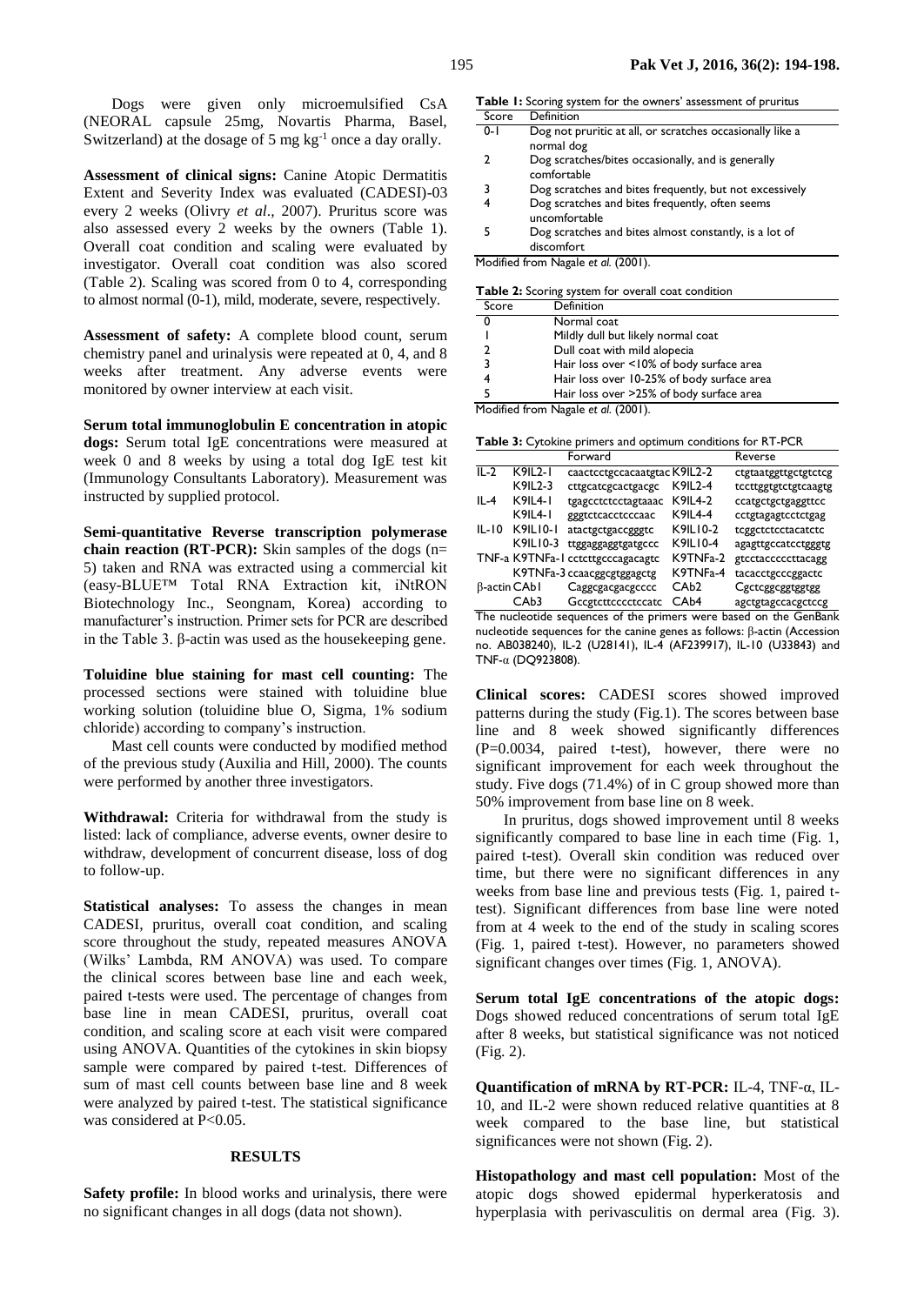Dogs were given only microemulsified CsA (NEORAL capsule 25mg, Novartis Pharma, Basel, Switzerland) at the dosage of 5 mg $kg^{-1}$ once a day orally.

**Assessment of clinical signs:** Canine Atopic Dermatitis Extent and Severity Index was evaluated (CADESI)-03 every 2 weeks (Olivry *et al*., 2007). Pruritus score was also assessed every 2 weeks by the owners (Table 1). Overall coat condition and scaling were evaluated by investigator. Overall coat condition was also scored (Table 2). Scaling was scored from 0 to 4, corresponding to almost normal (0-1), mild, moderate, severe, respectively.

**Assessment of safety:** A complete blood count, serum chemistry panel and urinalysis were repeated at 0, 4, and 8 weeks after treatment. Any adverse events were monitored by owner interview at each visit.

**Serum total immunoglobulin E concentration in atopic dogs:** Serum total IgE concentrations were measured at week 0 and 8 weeks by using a total dog IgE test kit (Immunology Consultants Laboratory). Measurement was instructed by supplied protocol.

**Semi-quantitative Reverse transcription polymerase chain reaction (RT-PCR):** Skin samples of the dogs (n= 5) taken and RNA was extracted using a commercial kit (easy-BLUE™ Total RNA Extraction kit, iNtRON Biotechnology Inc., Seongnam, Korea) according to manufacturer's instruction. Primer sets for PCR are described in the Table 3. β-actin was used as the housekeeping gene.

**Toluidine blue staining for mast cell counting:** The processed sections were stained with toluidine blue working solution (toluidine blue O, Sigma, 1% sodium chloride) according to company's instruction.

Mast cell counts were conducted by modified method of the previous study (Auxilia and Hill, 2000). The counts were performed by another three investigators.

**Withdrawal:** Criteria for withdrawal from the study is listed: lack of compliance, adverse events, owner desire to withdraw, development of concurrent disease, loss of dog to follow-up.

**Statistical analyses:** To assess the changes in mean CADESI, pruritus, overall coat condition, and scaling score throughout the study, repeated measures ANOVA (Wilks' Lambda, RM ANOVA) was used. To compare the clinical scores between base line and each week, paired t-tests were used. The percentage of changes from base line in mean CADESI, pruritus, overall coat condition, and scaling score at each visit were compared using ANOVA. Quantities of the cytokines in skin biopsy sample were compared by paired t-test. Differences of sum of mast cell counts between base line and 8 week were analyzed by paired t-test. The statistical significance was considered at $P<0.05$.

## RESULTS

**Safety profile:** In blood works and urinalysis, there were no significant changes in all dogs (data not shown).

**Table 1:** Scoring system for the owners' assessment of pruritus

| Score | Definition |
|---|---|
| 0-1 | Dog not pruritic at all, or scratches occasionally like a normal dog |
| 2 | Dog scratches/bites occasionally, and is generally comfortable |
| 3 | Dog scratches and bites frequently, but not excessively |
| 4 | Dog scratches and bites frequently, often seems uncomfortable |
| 5 | Dog scratches and bites almost constantly, is a lot of discomfort |

Modified from Nagale *et al.* (2001).

**Table 2:** Scoring system for overall coat condition

| Score | Definition |
|---|---|
| 0 | Normal coat |
| 1 | Mildly dull but likely normal coat |
| 2 | Dull coat with mild alopecia |
| 3 | Hair loss over <10% of body surface area |
| 4 | Hair loss over 10-25% of body surface area |
| 5 | Hair loss over >25% of body surface area |

Modified from Nagale *et al.* (2001).

**Table 3:** Cytokine primers and optimum conditions for RT-PCR

| | | Forward | | Reverse |
|---|---|---|---|---|
| IL-2 | K9IL2-1 | caactcctgccacaatgtac | K9IL2-2 | ctgtaatggttgctgtctcg |
| | K9IL2-3 | cttgcatcgcactgacgc | K9IL2-4 | tccttggtgtctgtcaagtg |
| IL-4 | K9IL4-1 | tgagcctctcctagtaaac | K9IL4-2 | ccatgctgctgaggttcc |
| | K9IL4-1 | gggtctcacctcccaac | K9IL4-4 | cctgtagagtcctctgag |
| IL-10 | K9IL10-1 | atactgctgaccgggtc | K9IL10-2 | tcggctctcctacatctc |
| | K9IL10-3 | ttggaggaggtgatgccc | K9IL10-4 | agagttgccatcctgggtg |
| TNF-a | K9TNFa-1 | cctcttgcccagacagtc | K9TNFa-2 | gtcctaccccttacagg |
| | K9TNFa-3 | ccaacggcgtggagctg | K9TNFa-4 | tacacctgcccggactc |
| β-actin | CAb1 | Caggcgacgacgcccc | CAb2 | Cgctcggcggtggtgg |
| | CAb3 | Gccgtcttcccctccatc | CAb4 | agctgtagccacgctccg |

The nucleotide sequences of the primers were based on the GenBank nucleotide sequences for the canine genes as follows: β-actin (Accession no. AB038240), IL-2 (U28141), IL-4 (AF239917), IL-10 (U33843) and TNF-α (DQ923808).

**Clinical scores:** CADESI scores showed improved patterns during the study (Fig.1). The scores between base line and 8 week showed significantly differences (P=0.0034, paired t-test), however, there were no significant improvement for each week throughout the study. Five dogs (71.4%) of in C group showed more than 50% improvement from base line on 8 week.

In pruritus, dogs showed improvement until 8 weeks significantly compared to base line in each time (Fig. 1, paired t-test). Overall skin condition was reduced over time, but there were no significant differences in any weeks from base line and previous tests (Fig. 1, paired t-test). Significant differences from base line were noted from at 4 week to the end of the study in scaling scores (Fig. 1, paired t-test). However, no parameters showed significant changes over times (Fig. 1, ANOVA).

**Serum total IgE concentrations of the atopic dogs:** Dogs showed reduced concentrations of serum total IgE after 8 weeks, but statistical significance was not noticed (Fig. 2).

**Quantification of mRNA by RT-PCR:** IL-4, TNF-α, IL-10, and IL-2 were shown reduced relative quantities at 8 week compared to the base line, but statistical significances were not shown (Fig. 2).

**Histopathology and mast cell population:** Most of the atopic dogs showed epidermal hyperkeratosis and hyperplasia with perivasculitis on dermal area (Fig. 3).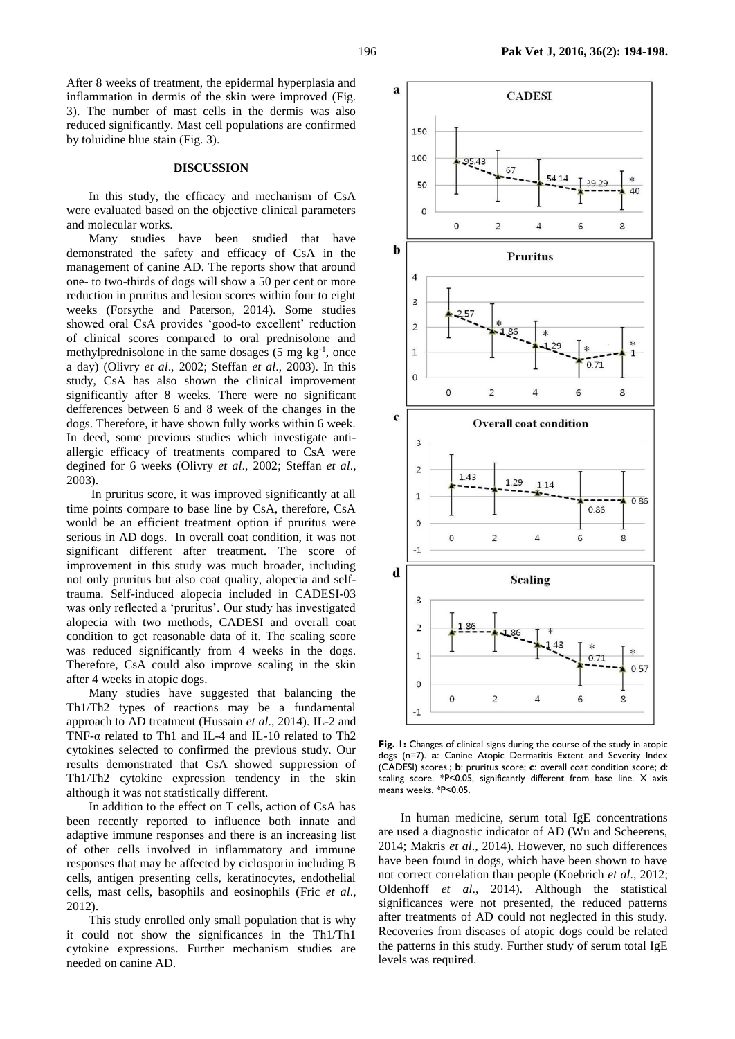After 8 weeks of treatment, the epidermal hyperplasia and inflammation in dermis of the skin were improved (Fig. 3). The number of mast cells in the dermis was also reduced significantly. Mast cell populations are confirmed by toluidine blue stain (Fig. 3).

## DISCUSSION

In this study, the efficacy and mechanism of CsA were evaluated based on the objective clinical parameters and molecular works.

Many studies have been studied that have demonstrated the safety and efficacy of CsA in the management of canine AD. The reports show that around one- to two-thirds of dogs will show a 50 per cent or more reduction in pruritus and lesion scores within four to eight weeks (Forsythe and Paterson, 2014). Some studies showed oral CsA provides 'good-to excellent' reduction of clinical scores compared to oral prednisolone and methylprednisolone in the same dosages (5 mg $kg^{-1}$, once a day) (Olivry *et al*., 2002; Steffan *et al*., 2003). In this study, CsA has also shown the clinical improvement significantly after 8 weeks. There were no significant defferences between 6 and 8 week of the changes in the dogs. Therefore, it have shown fully works within 6 week. In deed, some previous studies which investigate anti-allergic efficacy of treatments compared to CsA were degined for 6 weeks (Olivry *et al*., 2002; Steffan *et al*., 2003).

In pruritus score, it was improved significantly at all time points compare to base line by CsA, therefore, CsA would be an efficient treatment option if pruritus were serious in AD dogs. In overall coat condition, it was not significant different after treatment. The score of improvement in this study was much broader, including not only pruritus but also coat quality, alopecia and self-trauma. Self-induced alopecia included in CADESI-03 was only reflected a 'pruritus'. Our study has investigated alopecia with two methods, CADESI and overall coat condition to get reasonable data of it. The scaling score was reduced significantly from 4 weeks in the dogs. Therefore, CsA could also improve scaling in the skin after 4 weeks in atopic dogs.

Many studies have suggested that balancing the Th1/Th2 types of reactions may be a fundamental approach to AD treatment (Hussain *et al*., 2014). IL-2 and TNF-α related to Th1 and IL-4 and IL-10 related to Th2 cytokines selected to confirmed the previous study. Our results demonstrated that CsA showed suppression of Th1/Th2 cytokine expression tendency in the skin although it was not statistically different.

In addition to the effect on T cells, action of CsA has been recently reported to influence both innate and adaptive immune responses and there is an increasing list of other cells involved in inflammatory and immune responses that may be affected by ciclosporin including B cells, antigen presenting cells, keratinocytes, endothelial cells, mast cells, basophils and eosinophils (Fric *et al*., 2012).

This study enrolled only small population that is why it could not show the significances in the Th1/Th1 cytokine expressions. Further mechanism studies are needed on canine AD.

**Fig. 1:** Changes of clinical signs during the course of the study in atopic dogs (n=7). **a**: Canine Atopic Dermatitis Extent and Severity Index (CADESI) scores.; **b**: pruritus score; **c**: overall coat condition score; **d**: scaling score. *P<0.05, significantly different from base line. X axis means weeks. *P<0.05.

In human medicine, serum total IgE concentrations are used a diagnostic indicator of AD (Wu and Scheerens, 2014; Makris *et al*., 2014). However, no such differences have been found in dogs, which have been shown to have not correct correlation than people (Koebrich *et al*., 2012; Oldenhoff *et al*., 2014). Although the statistical significances were not presented, the reduced patterns after treatments of AD could not neglected in this study. Recoveries from diseases of atopic dogs could be related the patterns in this study. Further study of serum total IgE levels was required.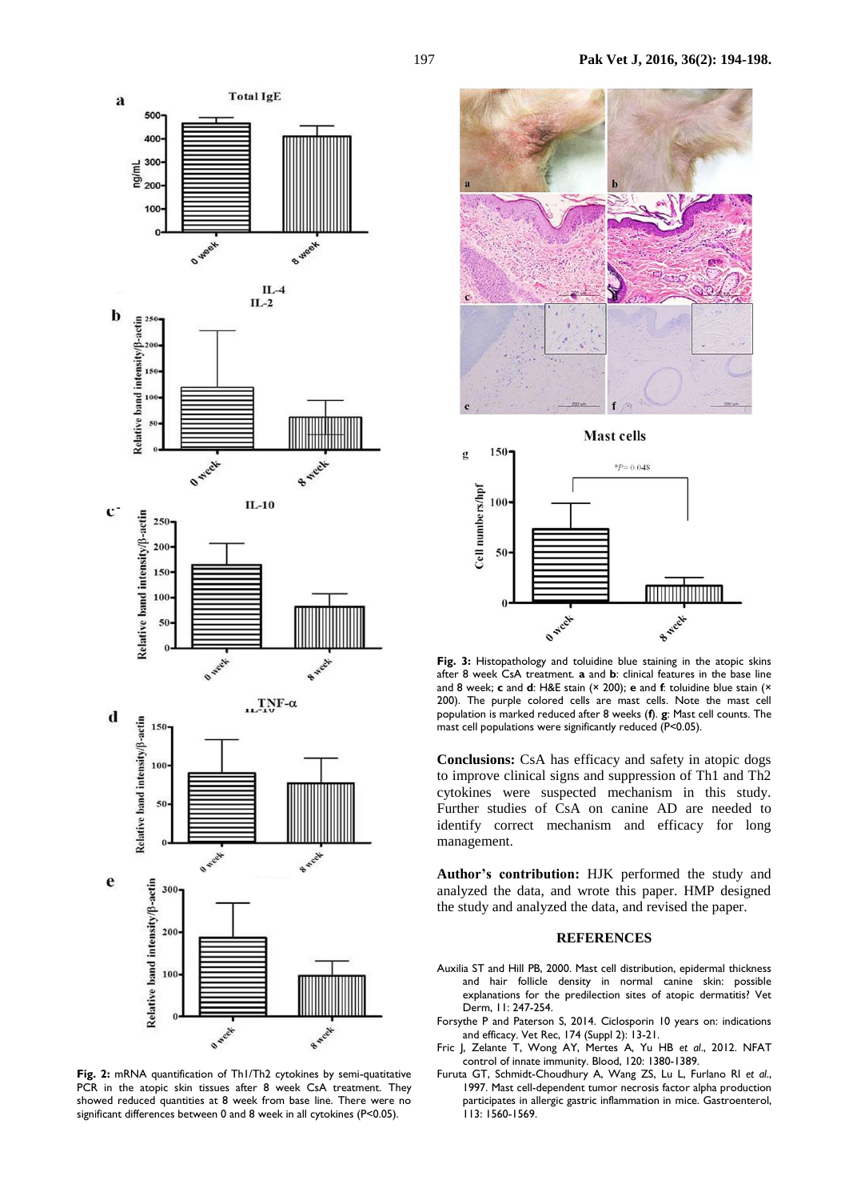**Fig. 2:** mRNA quantification of Th1/Th2 cytokines by semi-quatitative PCR in the atopic skin tissues after 8 week CsA treatment. They showed reduced quantities at 8 week from base line. There were no significant differences between 0 and 8 week in all cytokines (P<0.05).

**Fig. 3:** Histopathology and toluidine blue staining in the atopic skins after 8 week CsA treatment. **a** and **b**: clinical features in the base line and 8 week; **c** and **d**: H&E stain (× 200); **e** and **f**: toluidine blue stain (× 200). The purple colored cells are mast cells. Note the mast cell population is marked reduced after 8 weeks (**f**). **g**: Mast cell counts. The mast cell populations were significantly reduced (P<0.05).

**Conclusions:** CsA has efficacy and safety in atopic dogs to improve clinical signs and suppression of Th1 and Th2 cytokines were suspected mechanism in this study. Further studies of CsA on canine AD are needed to identify correct mechanism and efficacy for long management.

**Author's contribution:** HJK performed the study and analyzed the data, and wrote this paper. HMP designed the study and analyzed the data, and revised the paper.

## REFERENCES

Auxilia ST and Hill PB, 2000. Mast cell distribution, epidermal thickness and hair follicle density in normal canine skin: possible explanations for the predilection sites of atopic dermatitis? Vet Derm, 11: 247-254.

Forsythe P and Paterson S, 2014. Ciclosporin 10 years on: indications and efficacy. Vet Rec, 174 (Suppl 2): 13-21.

Fric J, Zelante T, Wong AY, Mertes A, Yu HB *et al.*, 2012. NFAT control of innate immunity. Blood, 120: 1380-1389.

Furuta GT, Schmidt-Choudhury A, Wang ZS, Lu L, Furlano RI *et al.*, 1997. Mast cell-dependent tumor necrosis factor alpha production participates in allergic gastric inflammation in mice. Gastroenterol, 113: 1560-1569.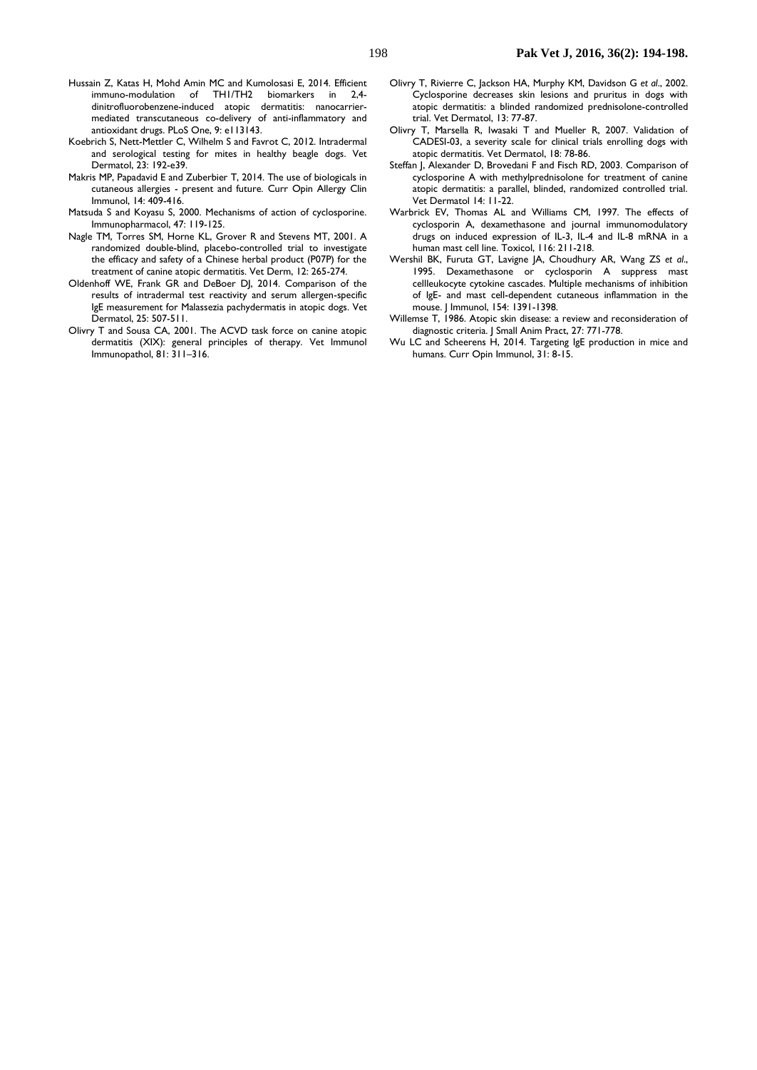Hussain Z, Katas H, Mohd Amin MC and Kumolosasi E, 2014. Efficient immuno-modulation of TH1/TH2 biomarkers in 2,4-dinitrofluorobenzene-induced atopic dermatitis: nanocarrier-mediated transcutaneous co-delivery of anti-inflammatory and antioxidant drugs. PLoS One, 9: e113143.

Koebrich S, Nett-Mettler C, Wilhelm S and Favrot C, 2012. Intradermal and serological testing for mites in healthy beagle dogs. Vet Dermatol, 23: 192-e39.

Makris MP, Papadavid E and Zuberbier T, 2014. The use of biologicals in cutaneous allergies - present and future. Curr Opin Allergy Clin Immunol, 14: 409-416.

Matsuda S and Koyasu S, 2000. Mechanisms of action of cyclosporine. Immunopharmacol, 47: 119-125.

Nagle TM, Torres SM, Horne KL, Grover R and Stevens MT, 2001. A randomized double-blind, placebo-controlled trial to investigate the efficacy and safety of a Chinese herbal product (P07P) for the treatment of canine atopic dermatitis. Vet Derm, 12: 265-274.

Oldenhoff WE, Frank GR and DeBoer DJ, 2014. Comparison of the results of intradermal test reactivity and serum allergen-specific IgE measurement for Malassezia pachydermatis in atopic dogs. Vet Dermatol, 25: 507-511.

Olivry T and Sousa CA, 2001. The ACVD task force on canine atopic dermatitis (XIX): general principles of therapy. Vet Immunol Immunopathol, 81: 311–316.

Olivry T, Rivierre C, Jackson HA, Murphy KM, Davidson G *et al*., 2002. Cyclosporine decreases skin lesions and pruritus in dogs with atopic dermatitis: a blinded randomized prednisolone-controlled trial. Vet Dermatol, 13: 77-87.

Olivry T, Marsella R, Iwasaki T and Mueller R, 2007. Validation of CADESI-03, a severity scale for clinical trials enrolling dogs with atopic dermatitis. Vet Dermatol, 18: 78-86.

Steffan J, Alexander D, Brovedani F and Fisch RD, 2003. Comparison of cyclosporine A with methylprednisolone for treatment of canine atopic dermatitis: a parallel, blinded, randomized controlled trial. Vet Dermatol 14: 11-22.

Warbrick EV, Thomas AL and Williams CM, 1997. The effects of cyclosporin A, dexamethasone and journal immunomodulatory drugs on induced expression of IL-3, IL-4 and IL-8 mRNA in a human mast cell line. Toxicol, 116: 211-218.

Wershil BK, Furuta GT, Lavigne JA, Choudhury AR, Wang ZS *et al*., 1995. Dexamethasone or cyclosporin A suppress mast cellleukocyte cytokine cascades. Multiple mechanisms of inhibition of IgE- and mast cell-dependent cutaneous inflammation in the mouse. J Immunol, 154: 1391-1398.

Willemse T, 1986. Atopic skin disease: a review and reconsideration of diagnostic criteria. J Small Anim Pract, 27: 771-778.

Wu LC and Scheerens H, 2014. Targeting IgE production in mice and humans. Curr Opin Immunol, 31: 8-15.